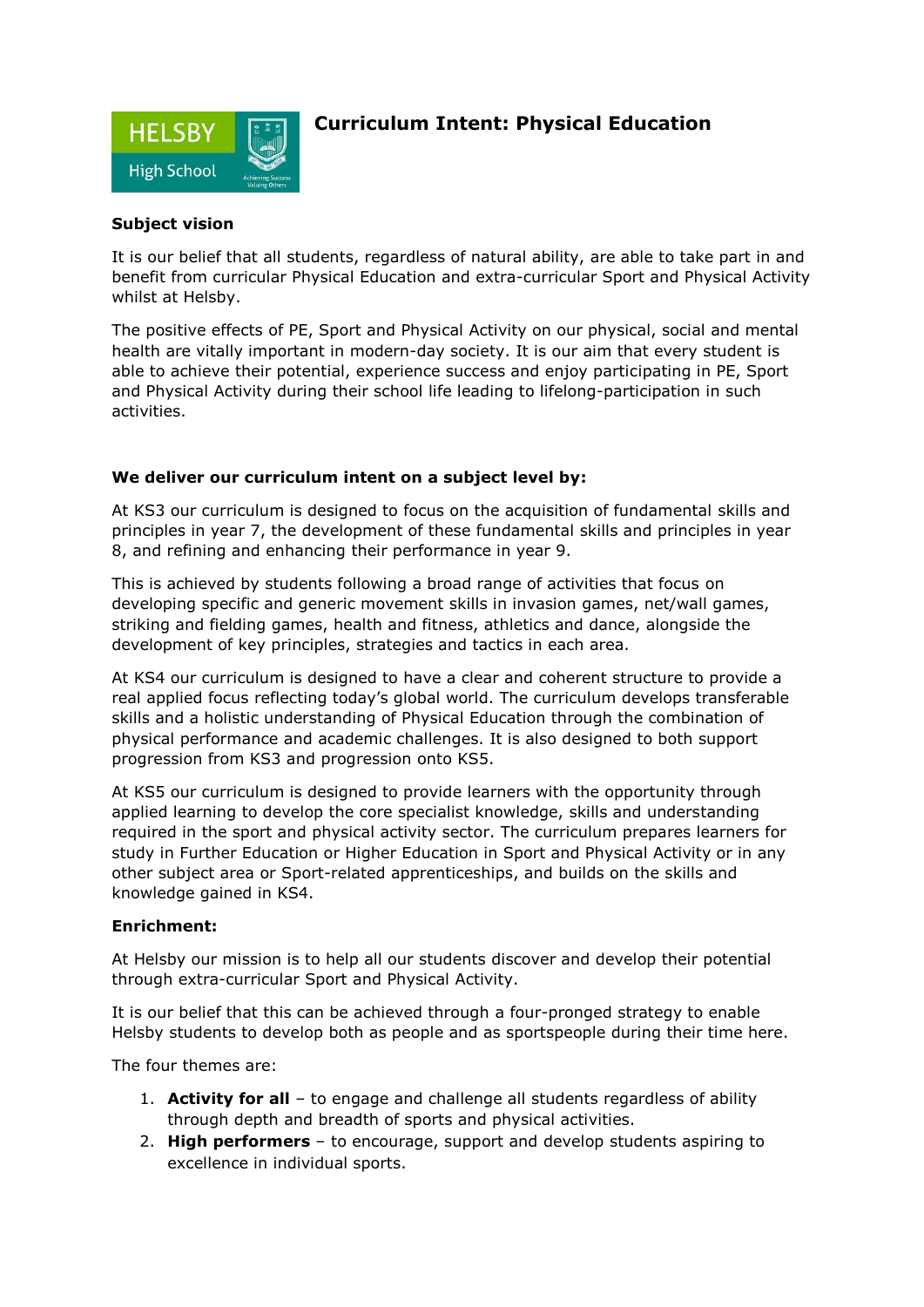HELSBY High School

# Curriculum Intent: Physical Education

**Subject vision**

It is our belief that all students, regardless of natural ability, are able to take part in and benefit from curricular Physical Education and extra-curricular Sport and Physical Activity whilst at Helsby.

The positive effects of PE, Sport and Physical Activity on our physical, social and mental health are vitally important in modern-day society. It is our aim that every student is able to achieve their potential, experience success and enjoy participating in PE, Sport and Physical Activity during their school life leading to lifelong-participation in such activities.

**We deliver our curriculum intent on a subject level by:**

At KS3 our curriculum is designed to focus on the acquisition of fundamental skills and principles in year 7, the development of these fundamental skills and principles in year 8, and refining and enhancing their performance in year 9.

This is achieved by students following a broad range of activities that focus on developing specific and generic movement skills in invasion games, net/wall games, striking and fielding games, health and fitness, athletics and dance, alongside the development of key principles, strategies and tactics in each area.

At KS4 our curriculum is designed to have a clear and coherent structure to provide a real applied focus reflecting today's global world. The curriculum develops transferable skills and a holistic understanding of Physical Education through the combination of physical performance and academic challenges. It is also designed to both support progression from KS3 and progression onto KS5.

At KS5 our curriculum is designed to provide learners with the opportunity through applied learning to develop the core specialist knowledge, skills and understanding required in the sport and physical activity sector. The curriculum prepares learners for study in Further Education or Higher Education in Sport and Physical Activity or in any other subject area or Sport-related apprenticeships, and builds on the skills and knowledge gained in KS4.

**Enrichment:**

At Helsby our mission is to help all our students discover and develop their potential through extra-curricular Sport and Physical Activity.

It is our belief that this can be achieved through a four-pronged strategy to enable Helsby students to develop both as people and as sportspeople during their time here.

The four themes are:

1. **Activity for all** – to engage and challenge all students regardless of ability through depth and breadth of sports and physical activities.
2. **High performers** – to encourage, support and develop students aspiring to excellence in individual sports.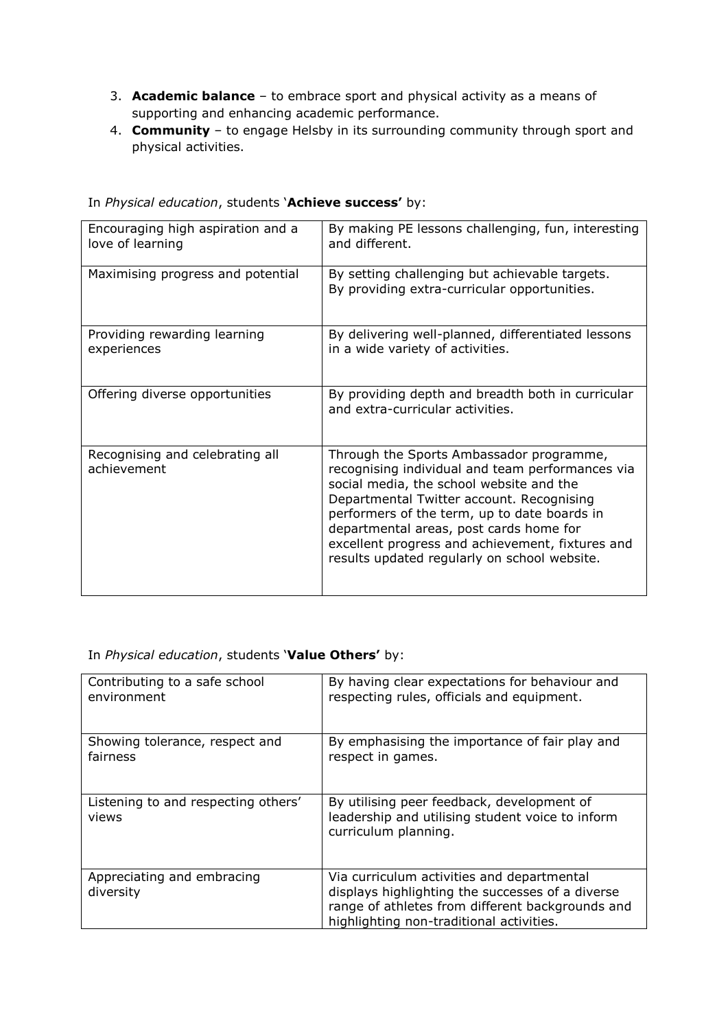3. **Academic balance** – to embrace sport and physical activity as a means of supporting and enhancing academic performance.
4. **Community** – to engage Helsby in its surrounding community through sport and physical activities.

In *Physical education*, students '**Achieve success'** by:

| | |
|---|---|
| Encouraging high aspiration and a love of learning | By making PE lessons challenging, fun, interesting and different. |
| Maximising progress and potential | By setting challenging but achievable targets. By providing extra-curricular opportunities. |
| Providing rewarding learning experiences | By delivering well-planned, differentiated lessons in a wide variety of activities. |
| Offering diverse opportunities | By providing depth and breadth both in curricular and extra-curricular activities. |
| Recognising and celebrating all achievement | Through the Sports Ambassador programme, recognising individual and team performances via social media, the school website and the Departmental Twitter account. Recognising performers of the term, up to date boards in departmental areas, post cards home for excellent progress and achievement, fixtures and results updated regularly on school website. |

In *Physical education*, students '**Value Others'** by:

| | |
|---|---|
| Contributing to a safe school environment | By having clear expectations for behaviour and respecting rules, officials and equipment. |
| Showing tolerance, respect and fairness | By emphasising the importance of fair play and respect in games. |
| Listening to and respecting others' views | By utilising peer feedback, development of leadership and utilising student voice to inform curriculum planning. |
| Appreciating and embracing diversity | Via curriculum activities and departmental displays highlighting the successes of a diverse range of athletes from different backgrounds and highlighting non-traditional activities. |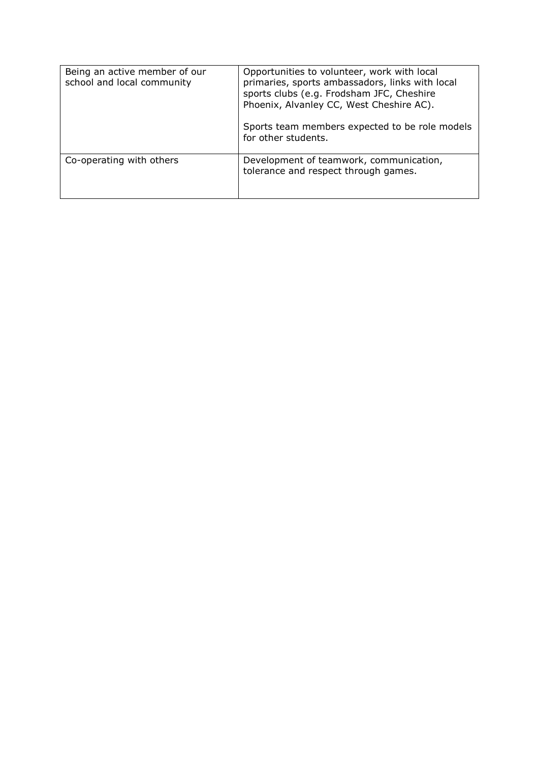| | |
|---|---|
| Being an active member of our school and local community | Opportunities to volunteer, work with local primaries, sports ambassadors, links with local sports clubs (e.g. Frodsham JFC, Cheshire Phoenix, Alvanley CC, West Cheshire AC).<br><br>Sports team members expected to be role models for other students. |
| Co-operating with others | Development of teamwork, communication, tolerance and respect through games. |